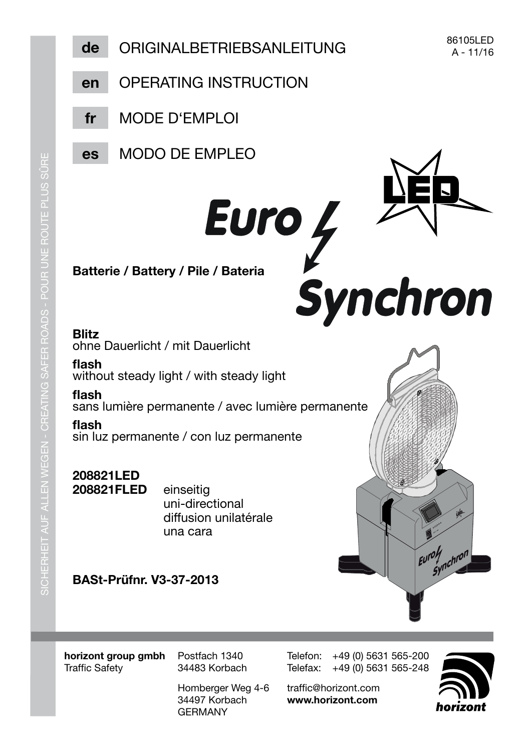86105LED
A - 11/16

**de** ORIGINALBETRIEBSANLEITUNG

**en** OPERATING INSTRUCTION

**fr** MODE D'EMPLOI

**es** MODO DE EMPLEO

# Euro Synchron

LED

**Batterie / Battery / Pile / Bateria**

**Blitz**
ohne Dauerlicht / mit Dauerlicht

**flash**
without steady light / with steady light

**flash**
sans lumière permanente / avec lumière permanente

**flash**
sin luz permanente / con luz permanente

**208821LED**
**208821FLED** einseitig
uni-directional
diffusion unilatérale
una cara

**BASt-Prüfnr. V3-37-2013**

SICHERHEIT AUF ALLEN WEGEN - CREATING SAFER ROADS - POUR UNE ROUTE PLUS SÛRE

**horizont group gmbh**
Traffic Safety

Postfach 1340
34483 Korbach

Homberger Weg 4-6
34497 Korbach
GERMANY

Telefon: +49 (0) 5631 565-200
Telefax: +49 (0) 5631 565-248

traffic@horizont.com
**www.horizont.com**

horizont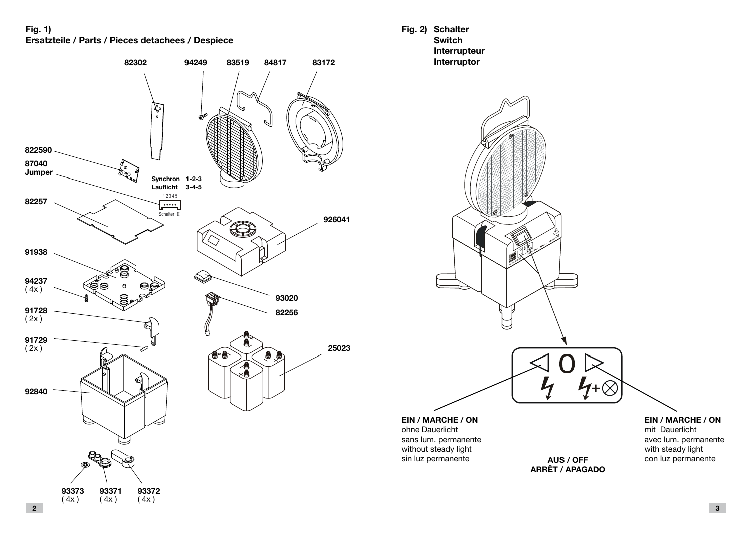**Fig. 1)**
**Ersatzteile / Parts / Pieces detachees / Despiece**

82302
94249
83519
84817
83172
822590
87040
Jumper
Synchron 1-2-3
Lauflicht 3-4-5
1 2 3 4 5
Schalter II
82257
926041
91938
94237 (4x)
93020
82256
91728 (2x)
91729 (2x)
25023
92840
93373 (4x)
93371 (4x)
93372 (4x)

**Fig. 2) Schalter**
**Switch**
**Interrupteur**
**Interruptor**

**EIN / MARCHE / ON**
ohne Dauerlicht
sans lum. permanente
without steady light
sin luz permanente

**AUS / OFF**
**ARRÊT / APAGADO**

**EIN / MARCHE / ON**
mit Dauerlicht
avec lum. permanente
with steady light
con luz permanente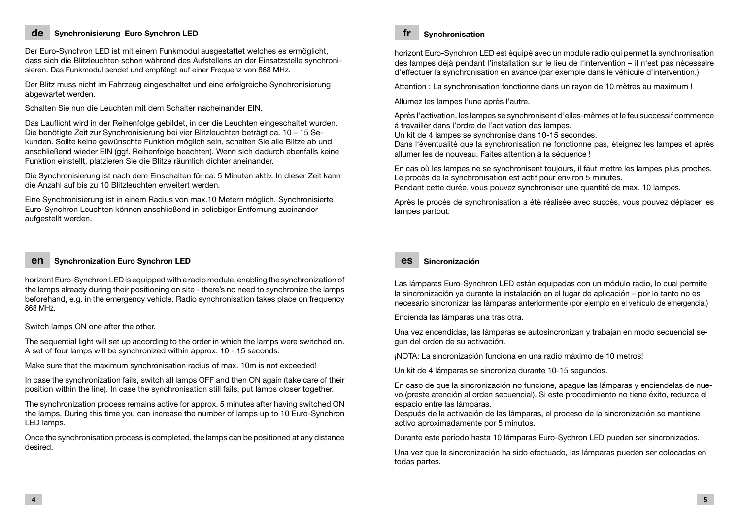## de Synchronisierung Euro Synchron LED

Der Euro-Synchron LED ist mit einem Funkmodul ausgestattet welches es ermöglicht, dass sich die Blitzleuchten schon während des Aufstellens an der Einsatzstelle synchronisieren. Das Funkmodul sendet und empfängt auf einer Frequenz von 868 MHz.

Der Blitz muss nicht im Fahrzeug eingeschaltet und eine erfolgreiche Synchronisierung abgewartet werden.

Schalten Sie nun die Leuchten mit dem Schalter nacheinander EIN.

Das Lauflicht wird in der Reihenfolge gebildet, in der die Leuchten eingeschaltet wurden. Die benötigte Zeit zur Synchronisierung bei vier Blitzleuchten beträgt ca. 10 – 15 Sekunden. Sollte keine gewünschte Funktion möglich sein, schalten Sie alle Blitze ab und anschließend wieder EIN (ggf. Reihenfolge beachten). Wenn sich dadurch ebenfalls keine Funktion einstellt, platzieren Sie die Blitze räumlich dichter aneinander.

Die Synchronisierung ist nach dem Einschalten für ca. 5 Minuten aktiv. In dieser Zeit kann die Anzahl auf bis zu 10 Blitzleuchten erweitert werden.

Eine Synchronisierung ist in einem Radius von max.10 Metern möglich. Synchronisierte Euro-Synchron Leuchten können anschließend in beliebiger Entfernung zueinander aufgestellt werden.

## en Synchronization Euro Synchron LED

horizont Euro-Synchron LED is equipped with a radio module, enabling the synchronization of the lamps already during their positioning on site - there's no need to synchronize the lamps beforehand, e.g. in the emergency vehicle. Radio synchronisation takes place on frequency 868 MHz.

Switch lamps ON one after the other.

The sequential light will set up according to the order in which the lamps were switched on. A set of four lamps will be synchronized within approx. 10 - 15 seconds.

Make sure that the maximum synchronisation radius of max. 10m is not exceeded!

In case the synchronization fails, switch all lamps OFF and then ON again (take care of their position within the line). In case the synchronisation still fails, put lamps closer together.

The synchronization process remains active for approx. 5 minutes after having switched ON the lamps. During this time you can increase the number of lamps up to 10 Euro-Synchron LED lamps.

Once the synchronisation process is completed, the lamps can be positioned at any distance desired.

## fr Synchronisation

horizont Euro-Synchron LED est équipé avec un module radio qui permet la synchronisation des lampes déjà pendant l'installation sur le lieu de l'intervention – il n'est pas nécessaire d'effectuer la synchronisation en avance (par exemple dans le véhicule d'intervention.)

Attention : La synchronisation fonctionne dans un rayon de 10 mètres au maximum !

Allumez les lampes l'une après l'autre.

Après l'activation, les lampes se synchronisent d'elles-mêmes et le feu successif commence á travailler dans l'ordre de l'activation des lampes.
Un kit de 4 lampes se synchronise dans 10-15 secondes.
Dans l'éventualité que la synchronisation ne fonctionne pas, éteignez les lampes et après allumer les de nouveau. Faites attention à la séquence !

En cas où les lampes ne se synchronisent toujours, il faut mettre les lampes plus proches.
Le procès de la synchronisation est actif pour environ 5 minutes.
Pendant cette durée, vous pouvez synchroniser une quantité de max. 10 lampes.

Après le procès de synchronisation a été réalisée avec succès, vous pouvez déplacer les lampes partout.

## es Sincronización

Las lámparas Euro-Synchron LED están equipadas con un módulo radio, lo cual permite la sincronización ya durante la instalación en el lugar de aplicación – por lo tanto no es necesario sincronizar las lámparas anteriormente (por ejemplo en el vehículo de emergencia.)

Encienda las lámparas una tras otra.

Una vez encendidas, las lámparas se autosincronizan y trabajan en modo secuencial segun del orden de su activación.

¡NOTA: La sincronización funciona en una radio máximo de 10 metros!

Un kit de 4 lámparas se sincroniza durante 10-15 segundos.

En caso de que la sincronización no funcione, apague las lámparas y enciendelas de nuevo (preste atención al orden secuencial). Si este procedimiento no tiene éxito, reduzca el espacio entre las lámparas.
Después de la activación de las lámparas, el proceso de la sincronización se mantiene activo aproximadamente por 5 minutos.

Durante este período hasta 10 lámparas Euro-Sychron LED pueden ser sincronizados.

Una vez que la sincronización ha sido efectuado, las lámparas pueden ser colocadas en todas partes.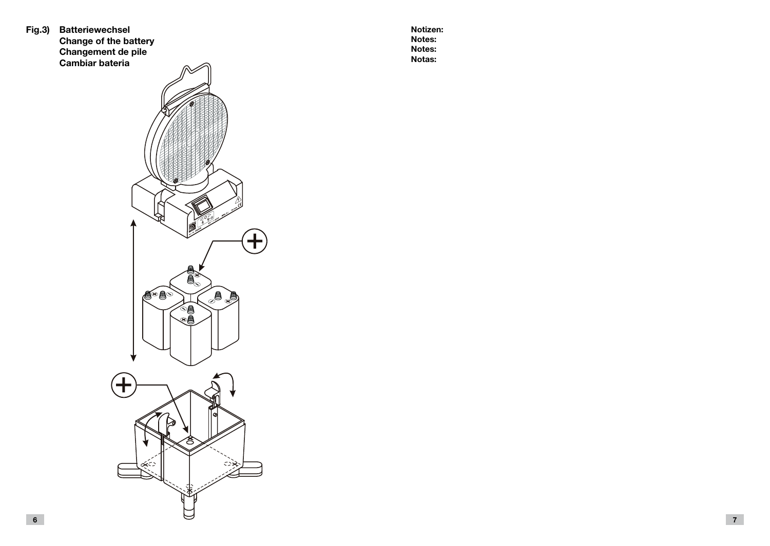**Fig.3) Batteriewechsel**
**Change of the battery**
**Changement de pile**
**Cambiar bateria**

**Notizen:**
**Notes:**
**Notes:**
**Notas:**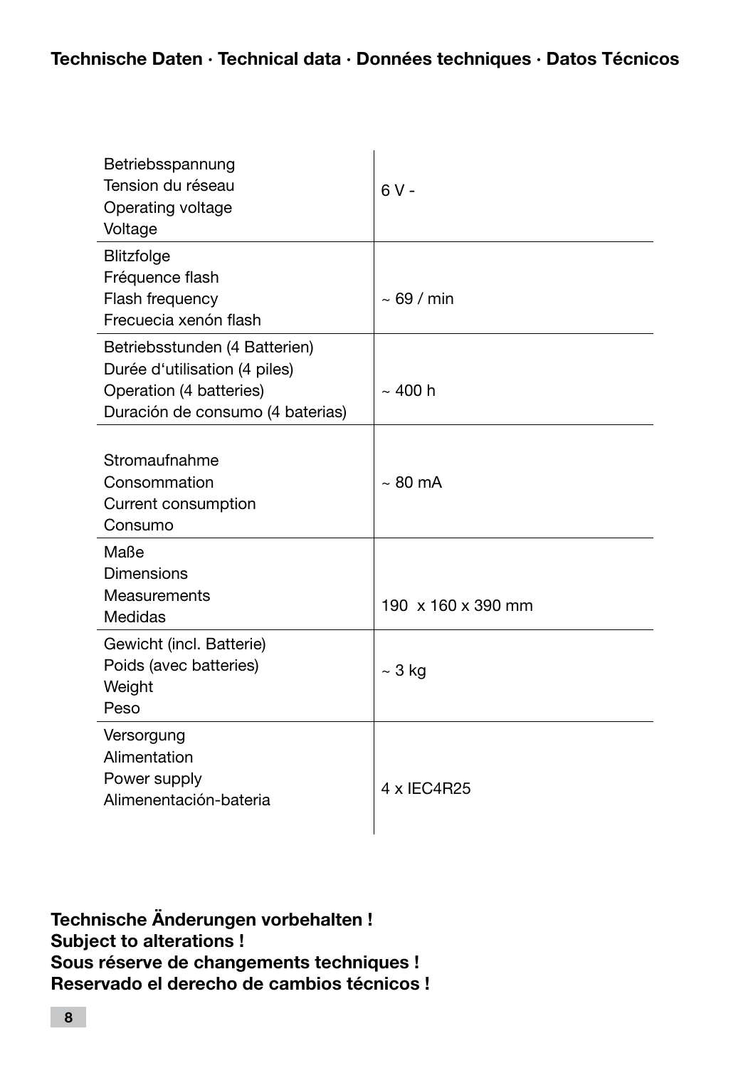## Technische Daten · Technical data · Données techniques · Datos Técnicos

| | |
|---|---|
| Betriebsspannung<br>Tension du réseau<br>Operating voltage<br>Voltage | 6 V - |
| Blitzfolge<br>Fréquence flash<br>Flash frequency<br>Frecuecia xenón flash | ~ 69 / min |
| Betriebsstunden (4 Batterien)<br>Durée d‘utilisation (4 piles)<br>Operation (4 batteries)<br>Duración de consumo (4 baterias) | ~ 400 h |
| Stromaufnahme<br>Consommation<br>Current consumption<br>Consumo | ~ 80 mA |
| Maße<br>Dimensions<br>Measurements<br>Medidas | 190 x 160 x 390 mm |
| Gewicht (incl. Batterie)<br>Poids (avec batteries)<br>Weight<br>Peso | ~ 3 kg |
| Versorgung<br>Alimentation<br>Power supply<br>Alimenentación-bateria | 4 x IEC4R25 |

**Technische Änderungen vorbehalten !**
**Subject to alterations !**
**Sous réserve de changements techniques !**
**Reservado el derecho de cambios técnicos !**